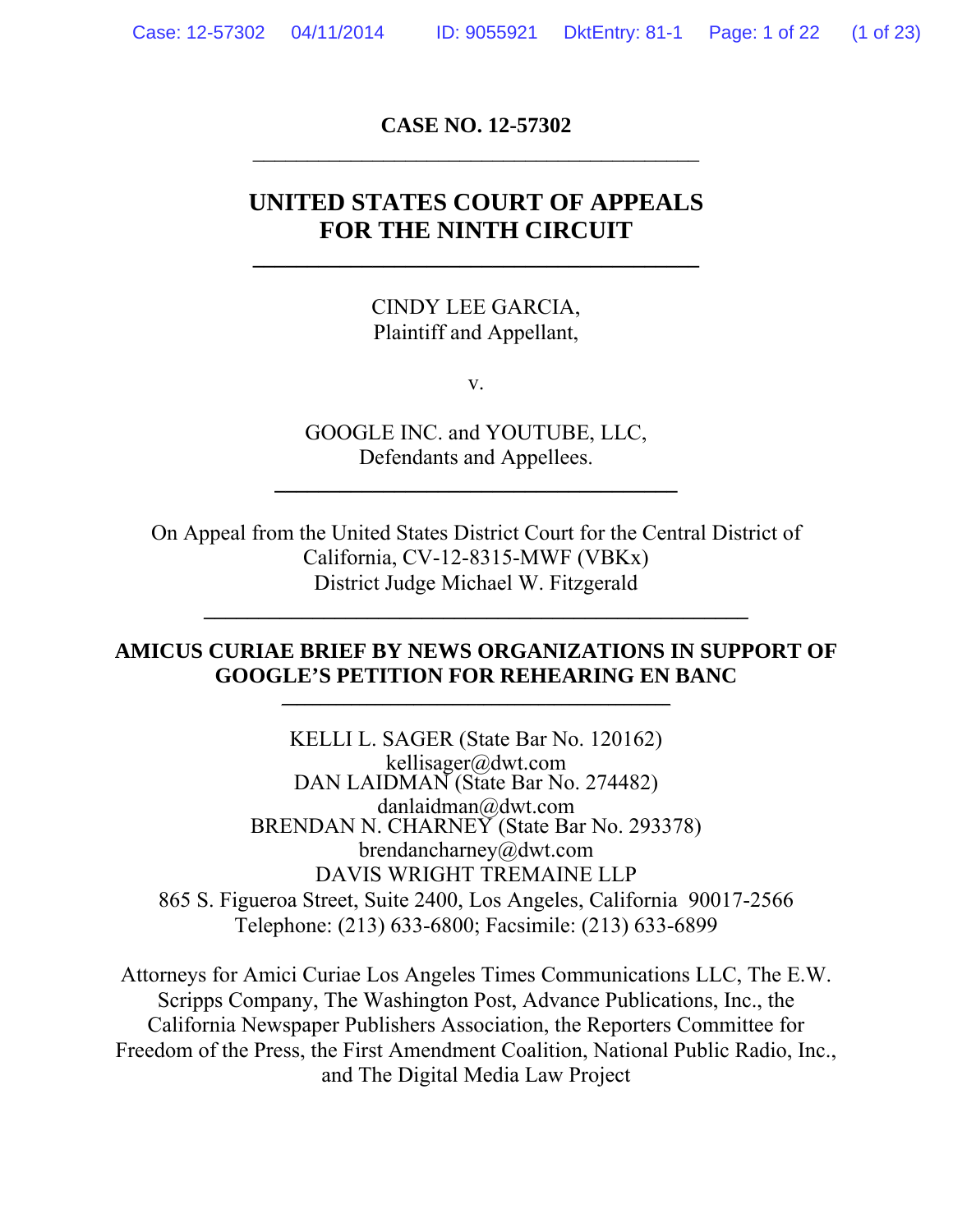**CASE NO. 12-57302**

---

# UNITED STATES COURT OF APPEALS FOR THE NINTH CIRCUIT

---

CINDY LEE GARCIA,
Plaintiff and Appellant,

v.

GOOGLE INC. and YOUTUBE, LLC,
Defendants and Appellees.

---

On Appeal from the United States District Court for the Central District of California, CV-12-8315-MWF (VBKx)
District Judge Michael W. Fitzgerald

---

**AMICUS CURIAE BRIEF BY NEWS ORGANIZATIONS IN SUPPORT OF GOOGLE'S PETITION FOR REHEARING EN BANC**

---

KELLI L. SAGER (State Bar No. 120162)
kellisager@dwt.com
DAN LAIDMAN (State Bar No. 274482)
danlaidman@dwt.com
BRENDAN N. CHARNEY (State Bar No. 293378)
brendancharney@dwt.com
DAVIS WRIGHT TREMAINE LLP
865 S. Figueroa Street, Suite 2400, Los Angeles, California 90017-2566
Telephone: (213) 633-6800; Facsimile: (213) 633-6899

Attorneys for Amici Curiae Los Angeles Times Communications LLC, The E.W. Scripps Company, The Washington Post, Advance Publications, Inc., the California Newspaper Publishers Association, the Reporters Committee for Freedom of the Press, the First Amendment Coalition, National Public Radio, Inc., and The Digital Media Law Project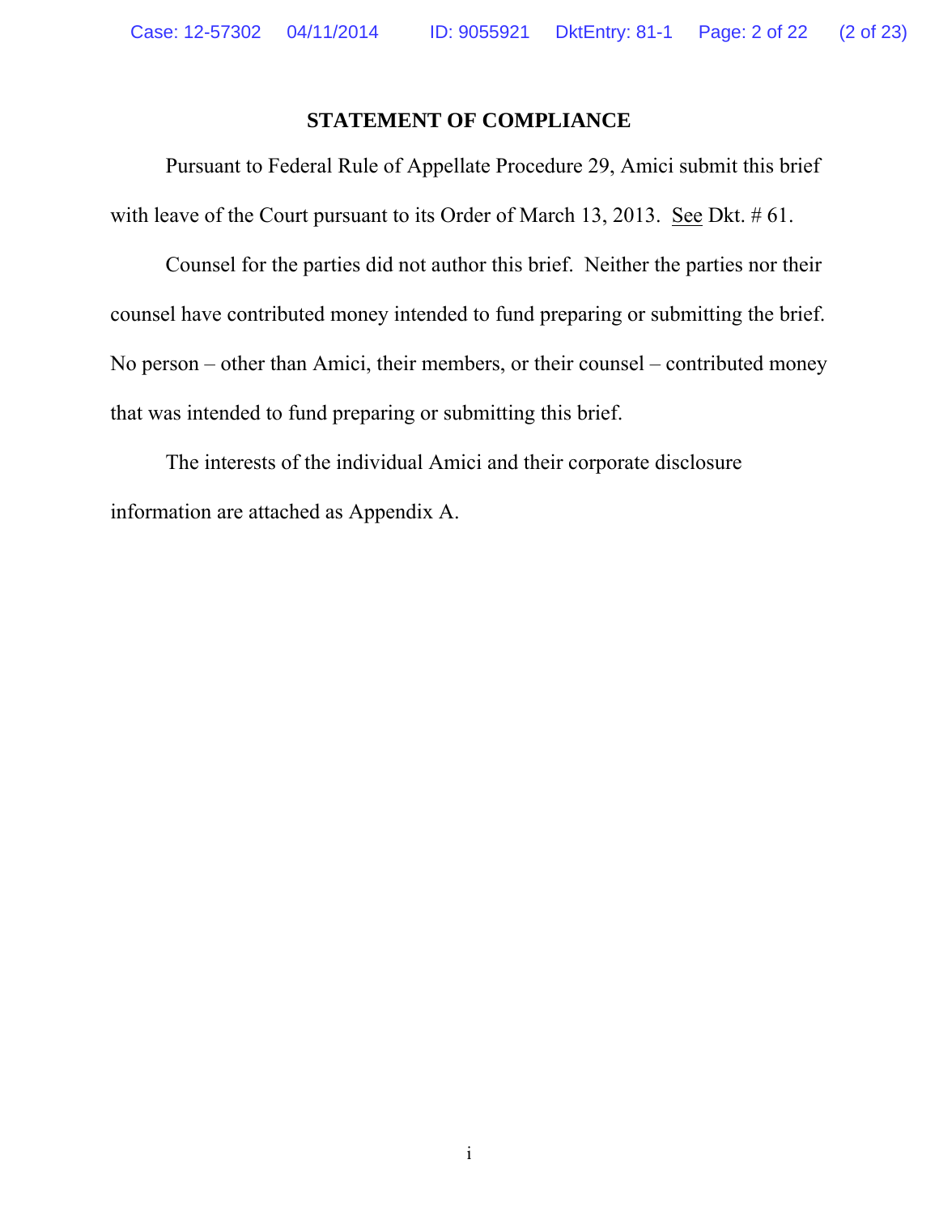## STATEMENT OF COMPLIANCE

Pursuant to Federal Rule of Appellate Procedure 29, Amici submit this brief with leave of the Court pursuant to its Order of March 13, 2013. See Dkt. # 61.

Counsel for the parties did not author this brief. Neither the parties nor their counsel have contributed money intended to fund preparing or submitting the brief. No person – other than Amici, their members, or their counsel – contributed money that was intended to fund preparing or submitting this brief.

The interests of the individual Amici and their corporate disclosure information are attached as Appendix A.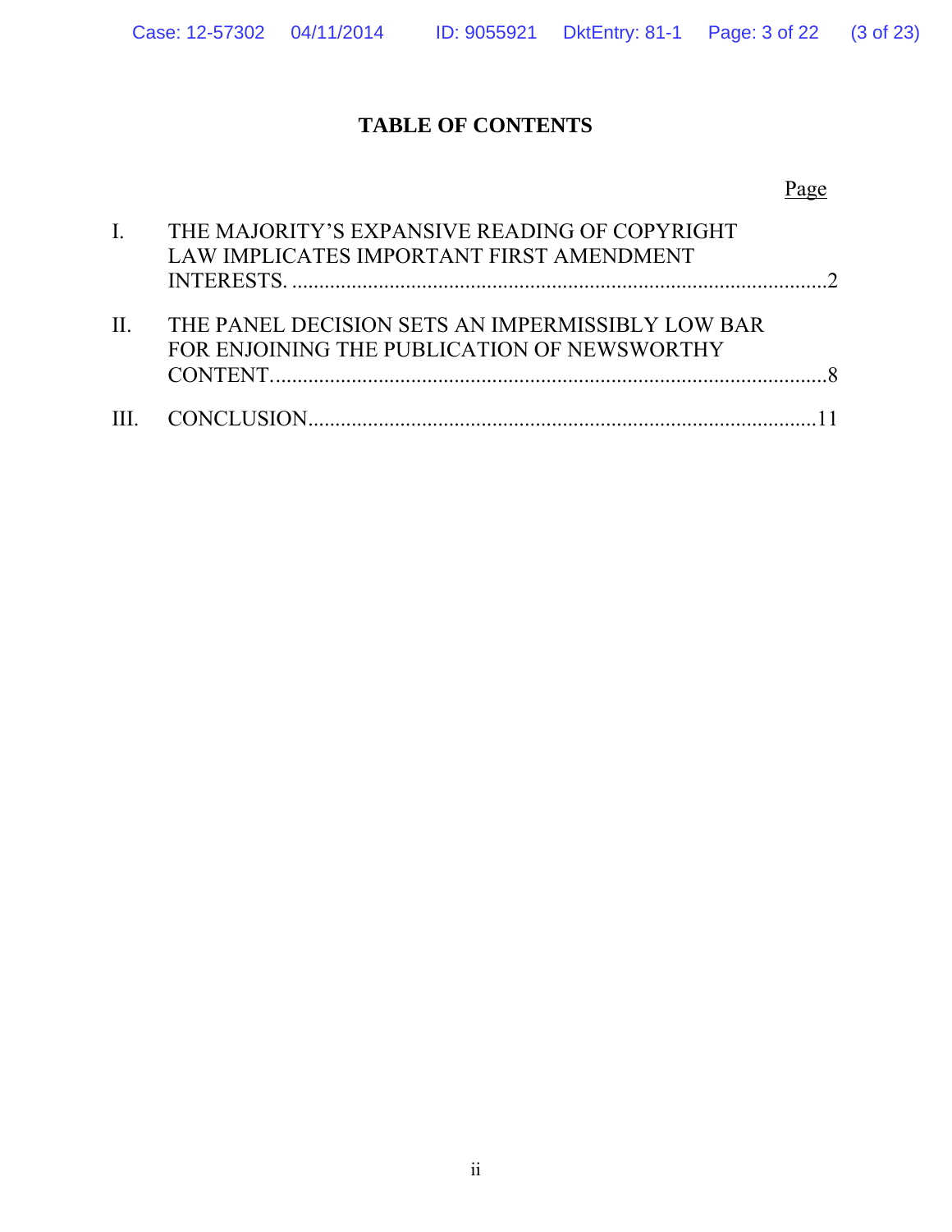## TABLE OF CONTENTS

| | | Page |
|---|---|---|
| I. | THE MAJORITY'S EXPANSIVE READING OF COPYRIGHT LAW IMPLICATES IMPORTANT FIRST AMENDMENT INTERESTS. | 2 |
| II. | THE PANEL DECISION SETS AN IMPERMISSIBLY LOW BAR FOR ENJOINING THE PUBLICATION OF NEWSWORTHY CONTENT. | 8 |
| III. | CONCLUSION | 11 |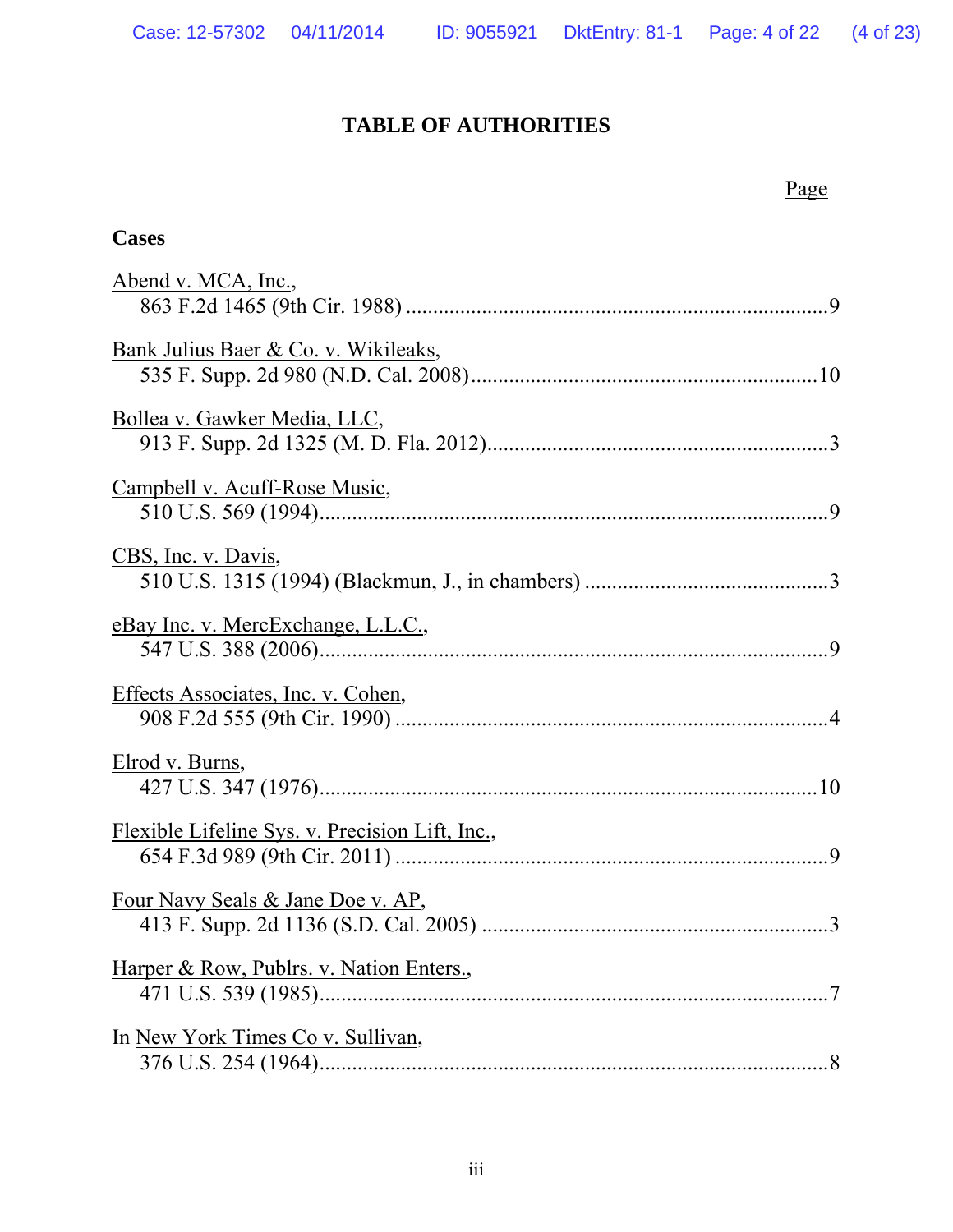# TABLE OF AUTHORITIES

Page

**Cases**

Abend v. MCA, Inc.,
863 F.2d 1465 (9th Cir. 1988) ............................................................................9

Bank Julius Baer & Co. v. Wikileaks,
535 F. Supp. 2d 980 (N.D. Cal. 2008)...............................................................10

Bollea v. Gawker Media, LLC,
913 F. Supp. 2d 1325 (M. D. Fla. 2012)..............................................................3

Campbell v. Acuff-Rose Music,
510 U.S. 569 (1994)............................................................................................9

CBS, Inc. v. Davis,
510 U.S. 1315 (1994) (Blackmun, J., in chambers) ............................................3

eBay Inc. v. MercExchange, L.L.C.,
547 U.S. 388 (2006)............................................................................................9

Effects Associates, Inc. v. Cohen,
908 F.2d 555 (9th Cir. 1990) ...............................................................................4

Elrod v. Burns,
427 U.S. 347 (1976)..........................................................................................10

Flexible Lifeline Sys. v. Precision Lift, Inc.,
654 F.3d 989 (9th Cir. 2011) ...............................................................................9

Four Navy Seals & Jane Doe v. AP,
413 F. Supp. 2d 1136 (S.D. Cal. 2005) ...............................................................3

Harper & Row, Publrs. v. Nation Enters.,
471 U.S. 539 (1985)............................................................................................7

In New York Times Co v. Sullivan,
376 U.S. 254 (1964)............................................................................................8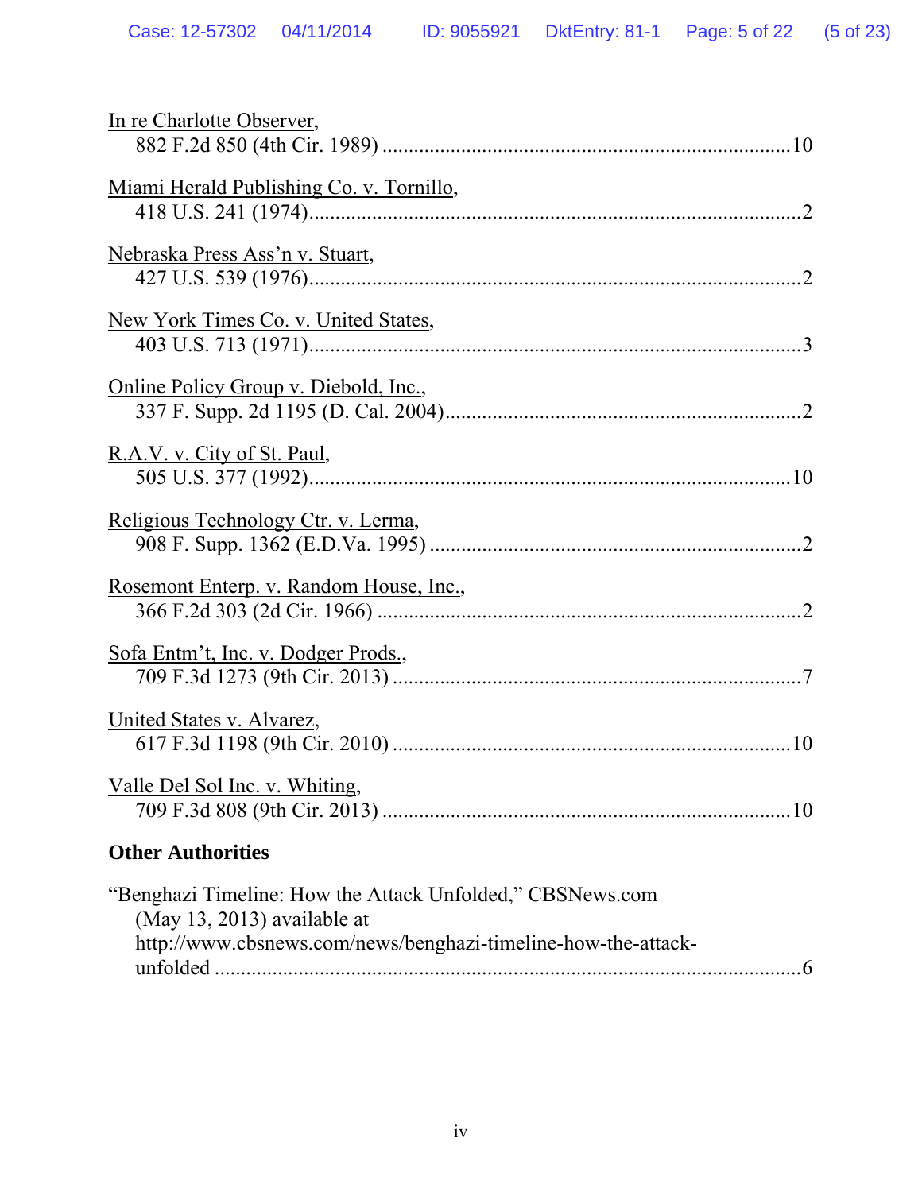In re Charlotte Observer,
882 F.2d 850 (4th Cir. 1989) ............................................................................10

Miami Herald Publishing Co. v. Tornillo,
418 U.S. 241 (1974)...........................................................................................2

Nebraska Press Ass'n v. Stuart,
427 U.S. 539 (1976)...........................................................................................2

New York Times Co. v. United States,
403 U.S. 713 (1971)...........................................................................................3

Online Policy Group v. Diebold, Inc.,
337 F. Supp. 2d 1195 (D. Cal. 2004)..................................................................2

R.A.V. v. City of St. Paul,
505 U.S. 377 (1992)..........................................................................................10

Religious Technology Ctr. v. Lerma,
908 F. Supp. 1362 (E.D.Va. 1995) .....................................................................2

Rosemont Enterp. v. Random House, Inc.,
366 F.2d 303 (2d Cir. 1966) ...............................................................................2

Sofa Entm't, Inc. v. Dodger Prods.,
709 F.3d 1273 (9th Cir. 2013) ...........................................................................7

United States v. Alvarez,
617 F.3d 1198 (9th Cir. 2010) ..........................................................................10

Valle Del Sol Inc. v. Whiting,
709 F.3d 808 (9th Cir. 2013) ............................................................................10

**Other Authorities**

"Benghazi Timeline: How the Attack Unfolded," CBSNews.com
(May 13, 2013) available at
http://www.cbsnews.com/news/benghazi-timeline-how-the-attack-unfolded ..............................................................................................6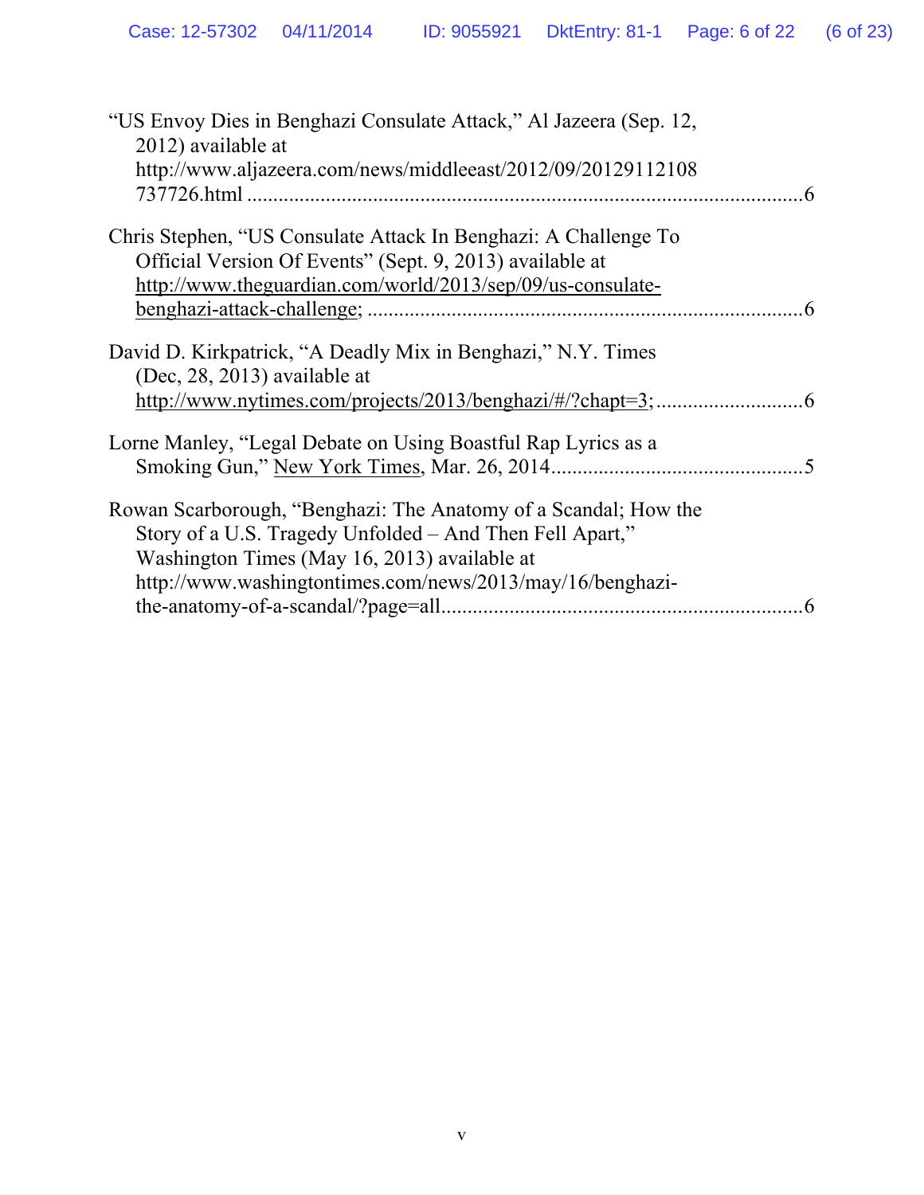"US Envoy Dies in Benghazi Consulate Attack," Al Jazeera (Sep. 12, 2012) available at http://www.aljazeera.com/news/middleeast/2012/09/20129112108737726.html .......................................................................................................6

Chris Stephen, "US Consulate Attack In Benghazi: A Challenge To Official Version Of Events" (Sept. 9, 2013) available at http://www.theguardian.com/world/2013/sep/09/us-consulate-benghazi-attack-challenge; .................................................................................6

David D. Kirkpatrick, "A Deadly Mix in Benghazi," N.Y. Times (Dec, 28, 2013) available at http://www.nytimes.com/projects/2013/benghazi/#/?chapt=3; ...........................6

Lorne Manley, "Legal Debate on Using Boastful Rap Lyrics as a Smoking Gun," New York Times, Mar. 26, 2014...............................................5

Rowan Scarborough, "Benghazi: The Anatomy of a Scandal; How the Story of a U.S. Tragedy Unfolded – And Then Fell Apart," Washington Times (May 16, 2013) available at http://www.washingtontimes.com/news/2013/may/16/benghazi-the-anatomy-of-a-scandal/?page=all...................................................................6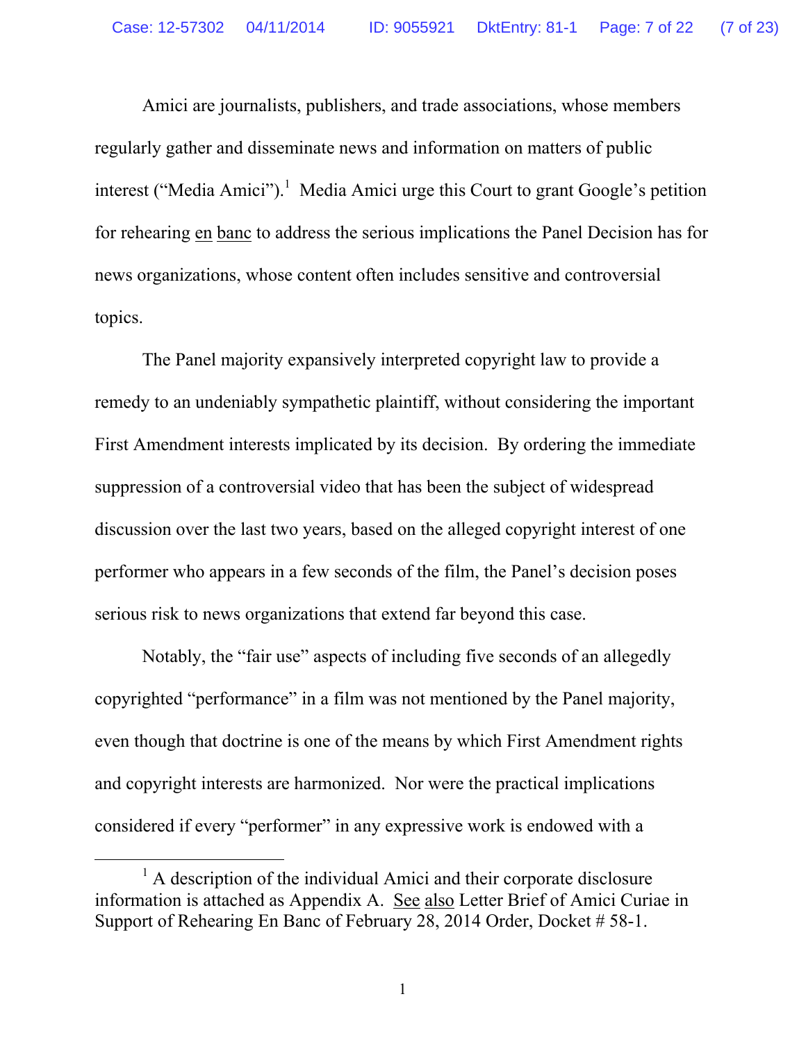Amici are journalists, publishers, and trade associations, whose members regularly gather and disseminate news and information on matters of public interest ("Media Amici").[1] Media Amici urge this Court to grant Google's petition for rehearing en banc to address the serious implications the Panel Decision has for news organizations, whose content often includes sensitive and controversial topics.

The Panel majority expansively interpreted copyright law to provide a remedy to an undeniably sympathetic plaintiff, without considering the important First Amendment interests implicated by its decision. By ordering the immediate suppression of a controversial video that has been the subject of widespread discussion over the last two years, based on the alleged copyright interest of one performer who appears in a few seconds of the film, the Panel's decision poses serious risk to news organizations that extend far beyond this case.

Notably, the "fair use" aspects of including five seconds of an allegedly copyrighted "performance" in a film was not mentioned by the Panel majority, even though that doctrine is one of the means by which First Amendment rights and copyright interests are harmonized. Nor were the practical implications considered if every "performer" in any expressive work is endowed with a

[1] A description of the individual Amici and their corporate disclosure information is attached as Appendix A. See also Letter Brief of Amici Curiae in Support of Rehearing En Banc of February 28, 2014 Order, Docket # 58-1.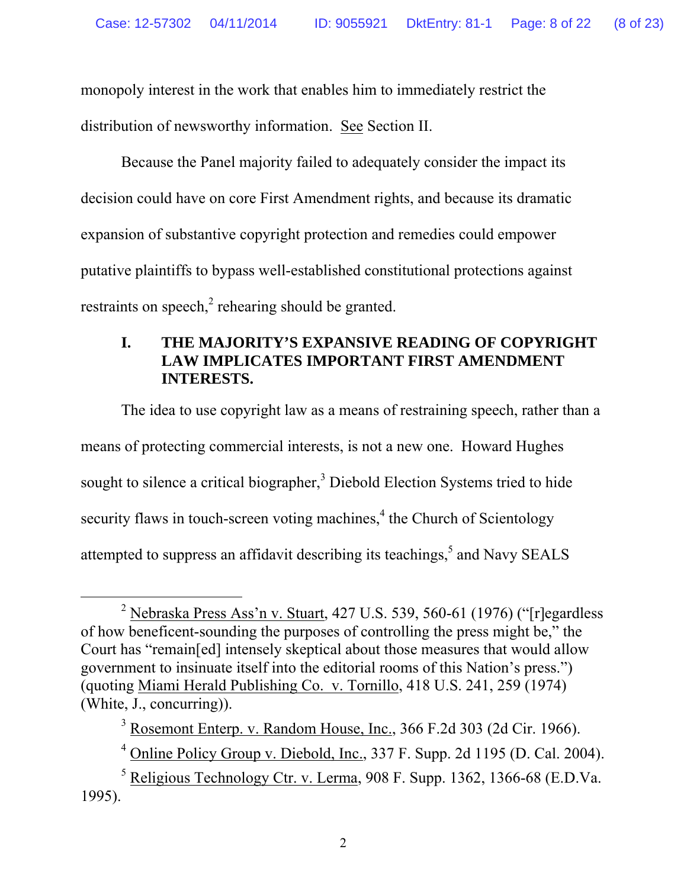monopoly interest in the work that enables him to immediately restrict the distribution of newsworthy information. See Section II.

Because the Panel majority failed to adequately consider the impact its decision could have on core First Amendment rights, and because its dramatic expansion of substantive copyright protection and remedies could empower putative plaintiffs to bypass well-established constitutional protections against restraints on speech,[2] rehearing should be granted.

## I. THE MAJORITY'S EXPANSIVE READING OF COPYRIGHT LAW IMPLICATES IMPORTANT FIRST AMENDMENT INTERESTS.

The idea to use copyright law as a means of restraining speech, rather than a means of protecting commercial interests, is not a new one. Howard Hughes sought to silence a critical biographer,[3] Diebold Election Systems tried to hide security flaws in touch-screen voting machines,[4] the Church of Scientology attempted to suppress an affidavit describing its teachings,[5] and Navy SEALS

---

[2] Nebraska Press Ass'n v. Stuart, 427 U.S. 539, 560-61 (1976) ("[r]egardless of how beneficent-sounding the purposes of controlling the press might be," the Court has "remain[ed] intensely skeptical about those measures that would allow government to insinuate itself into the editorial rooms of this Nation's press.") (quoting Miami Herald Publishing Co. v. Tornillo, 418 U.S. 241, 259 (1974) (White, J., concurring)).

[3] Rosemont Enterp. v. Random House, Inc., 366 F.2d 303 (2d Cir. 1966).

[4] Online Policy Group v. Diebold, Inc., 337 F. Supp. 2d 1195 (D. Cal. 2004).

[5] Religious Technology Ctr. v. Lerma, 908 F. Supp. 1362, 1366-68 (E.D.Va. 1995).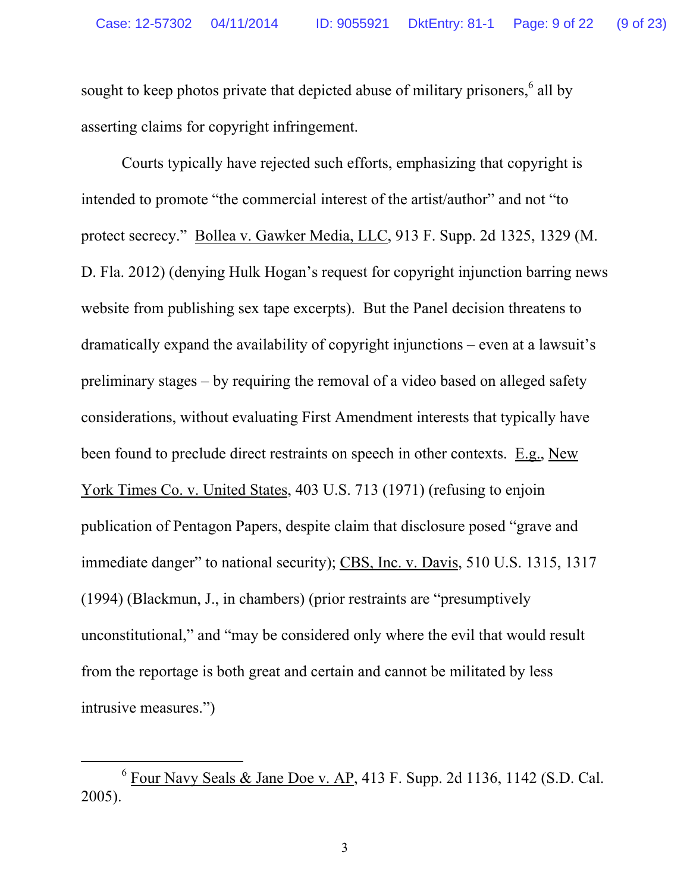sought to keep photos private that depicted abuse of military prisoners,[6] all by asserting claims for copyright infringement.

Courts typically have rejected such efforts, emphasizing that copyright is intended to promote "the commercial interest of the artist/author" and not "to protect secrecy." Bollea v. Gawker Media, LLC, 913 F. Supp. 2d 1325, 1329 (M. D. Fla. 2012) (denying Hulk Hogan's request for copyright injunction barring news website from publishing sex tape excerpts). But the Panel decision threatens to dramatically expand the availability of copyright injunctions – even at a lawsuit's preliminary stages – by requiring the removal of a video based on alleged safety considerations, without evaluating First Amendment interests that typically have been found to preclude direct restraints on speech in other contexts. E.g., New York Times Co. v. United States, 403 U.S. 713 (1971) (refusing to enjoin publication of Pentagon Papers, despite claim that disclosure posed "grave and immediate danger" to national security); CBS, Inc. v. Davis, 510 U.S. 1315, 1317 (1994) (Blackmun, J., in chambers) (prior restraints are "presumptively unconstitutional," and "may be considered only where the evil that would result from the reportage is both great and certain and cannot be militated by less intrusive measures.")

---

[6] Four Navy Seals & Jane Doe v. AP, 413 F. Supp. 2d 1136, 1142 (S.D. Cal. 2005).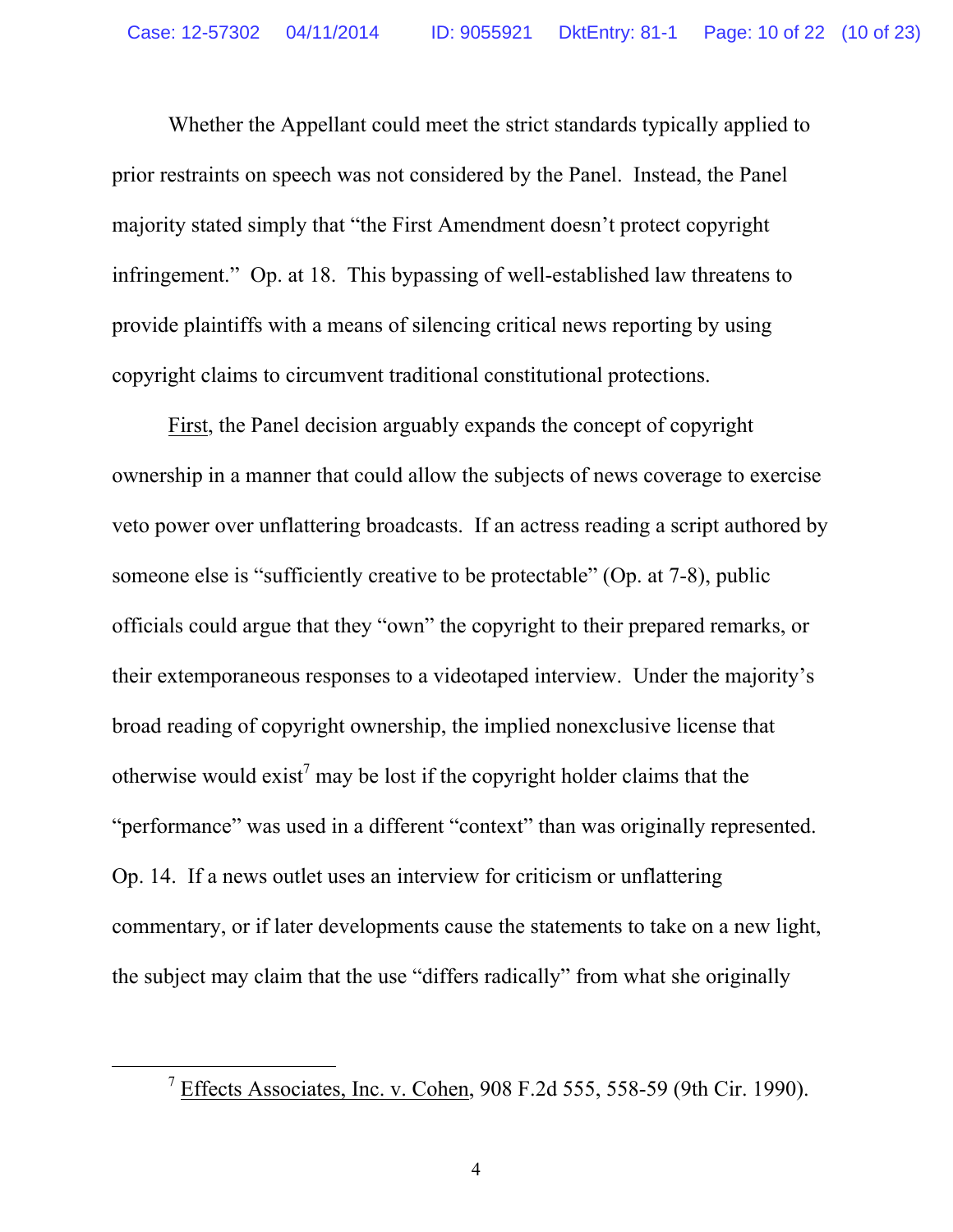Whether the Appellant could meet the strict standards typically applied to prior restraints on speech was not considered by the Panel. Instead, the Panel majority stated simply that "the First Amendment doesn't protect copyright infringement." Op. at 18. This bypassing of well-established law threatens to provide plaintiffs with a means of silencing critical news reporting by using copyright claims to circumvent traditional constitutional protections.

First, the Panel decision arguably expands the concept of copyright ownership in a manner that could allow the subjects of news coverage to exercise veto power over unflattering broadcasts. If an actress reading a script authored by someone else is "sufficiently creative to be protectable" (Op. at 7-8), public officials could argue that they "own" the copyright to their prepared remarks, or their extemporaneous responses to a videotaped interview. Under the majority's broad reading of copyright ownership, the implied nonexclusive license that otherwise would exist[7] may be lost if the copyright holder claims that the "performance" was used in a different "context" than was originally represented. Op. 14. If a news outlet uses an interview for criticism or unflattering commentary, or if later developments cause the statements to take on a new light, the subject may claim that the use "differs radically" from what she originally

---

[7] Effects Associates, Inc. v. Cohen, 908 F.2d 555, 558-59 (9th Cir. 1990).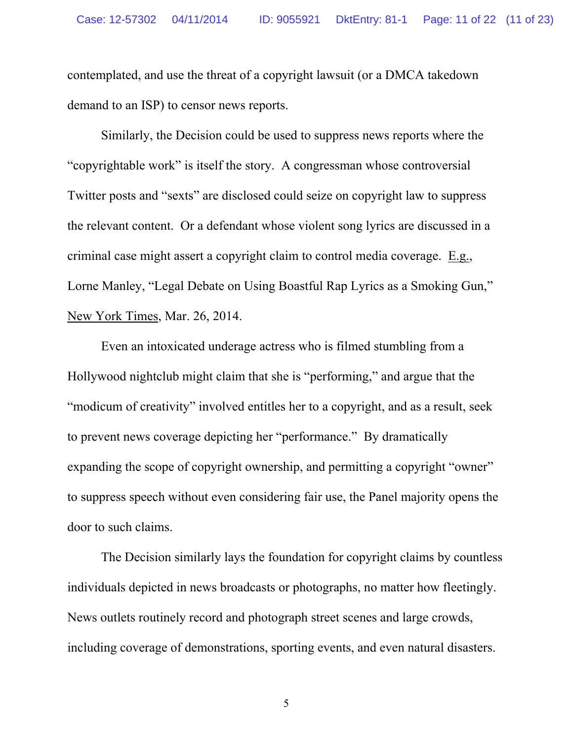contemplated, and use the threat of a copyright lawsuit (or a DMCA takedown demand to an ISP) to censor news reports.

Similarly, the Decision could be used to suppress news reports where the "copyrightable work" is itself the story. A congressman whose controversial Twitter posts and "sexts" are disclosed could seize on copyright law to suppress the relevant content. Or a defendant whose violent song lyrics are discussed in a criminal case might assert a copyright claim to control media coverage. E.g., Lorne Manley, "Legal Debate on Using Boastful Rap Lyrics as a Smoking Gun," New York Times, Mar. 26, 2014.

Even an intoxicated underage actress who is filmed stumbling from a Hollywood nightclub might claim that she is "performing," and argue that the "modicum of creativity" involved entitles her to a copyright, and as a result, seek to prevent news coverage depicting her "performance." By dramatically expanding the scope of copyright ownership, and permitting a copyright "owner" to suppress speech without even considering fair use, the Panel majority opens the door to such claims.

The Decision similarly lays the foundation for copyright claims by countless individuals depicted in news broadcasts or photographs, no matter how fleetingly. News outlets routinely record and photograph street scenes and large crowds, including coverage of demonstrations, sporting events, and even natural disasters.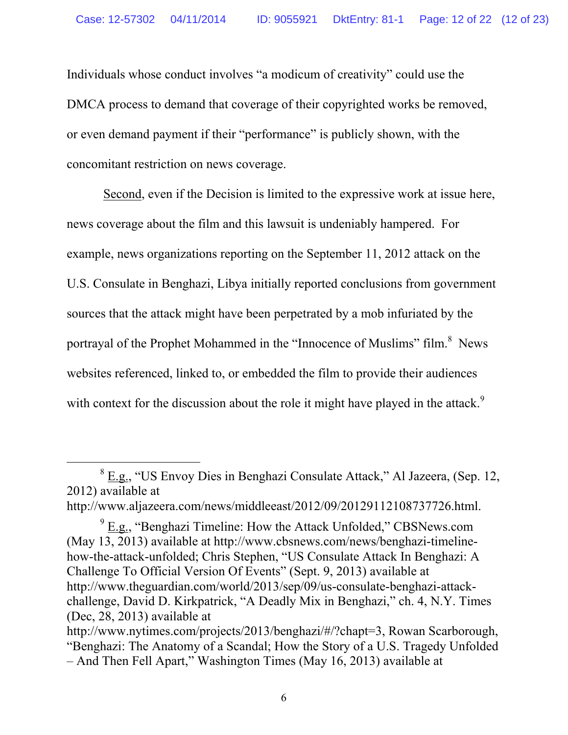Individuals whose conduct involves "a modicum of creativity" could use the DMCA process to demand that coverage of their copyrighted works be removed, or even demand payment if their "performance" is publicly shown, with the concomitant restriction on news coverage.

Second, even if the Decision is limited to the expressive work at issue here, news coverage about the film and this lawsuit is undeniably hampered. For example, news organizations reporting on the September 11, 2012 attack on the U.S. Consulate in Benghazi, Libya initially reported conclusions from government sources that the attack might have been perpetrated by a mob infuriated by the portrayal of the Prophet Mohammed in the "Innocence of Muslims" film.[8] News websites referenced, linked to, or embedded the film to provide their audiences with context for the discussion about the role it might have played in the attack.[9]

---

[8] E.g., "US Envoy Dies in Benghazi Consulate Attack," Al Jazeera, (Sep. 12, 2012) available at http://www.aljazeera.com/news/middleeast/2012/09/20129112108737726.html.

[9] E.g., "Benghazi Timeline: How the Attack Unfolded," CBSNews.com (May 13, 2013) available at http://www.cbsnews.com/news/benghazi-timeline-how-the-attack-unfolded; Chris Stephen, "US Consulate Attack In Benghazi: A Challenge To Official Version Of Events" (Sept. 9, 2013) available at http://www.theguardian.com/world/2013/sep/09/us-consulate-benghazi-attack-challenge, David D. Kirkpatrick, "A Deadly Mix in Benghazi," ch. 4, N.Y. Times (Dec, 28, 2013) available at http://www.nytimes.com/projects/2013/benghazi/#/?chapt=3, Rowan Scarborough, "Benghazi: The Anatomy of a Scandal; How the Story of a U.S. Tragedy Unfolded – And Then Fell Apart," Washington Times (May 16, 2013) available at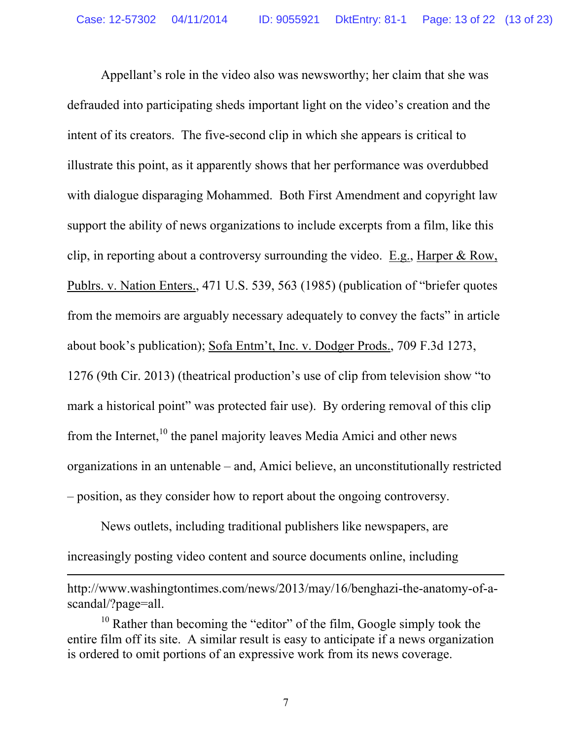Appellant's role in the video also was newsworthy; her claim that she was defrauded into participating sheds important light on the video's creation and the intent of its creators. The five-second clip in which she appears is critical to illustrate this point, as it apparently shows that her performance was overdubbed with dialogue disparaging Mohammed. Both First Amendment and copyright law support the ability of news organizations to include excerpts from a film, like this clip, in reporting about a controversy surrounding the video. E.g., Harper & Row, Publrs. v. Nation Enters., 471 U.S. 539, 563 (1985) (publication of "briefer quotes from the memoirs are arguably necessary adequately to convey the facts" in article about book's publication); Sofa Entm't, Inc. v. Dodger Prods., 709 F.3d 1273, 1276 (9th Cir. 2013) (theatrical production's use of clip from television show "to mark a historical point" was protected fair use). By ordering removal of this clip from the Internet,[10] the panel majority leaves Media Amici and other news organizations in an untenable – and, Amici believe, an unconstitutionally restricted – position, as they consider how to report about the ongoing controversy.

News outlets, including traditional publishers like newspapers, are increasingly posting video content and source documents online, including

---

http://www.washingtontimes.com/news/2013/may/16/benghazi-the-anatomy-of-a-scandal/?page=all.

[10] Rather than becoming the "editor" of the film, Google simply took the entire film off its site. A similar result is easy to anticipate if a news organization is ordered to omit portions of an expressive work from its news coverage.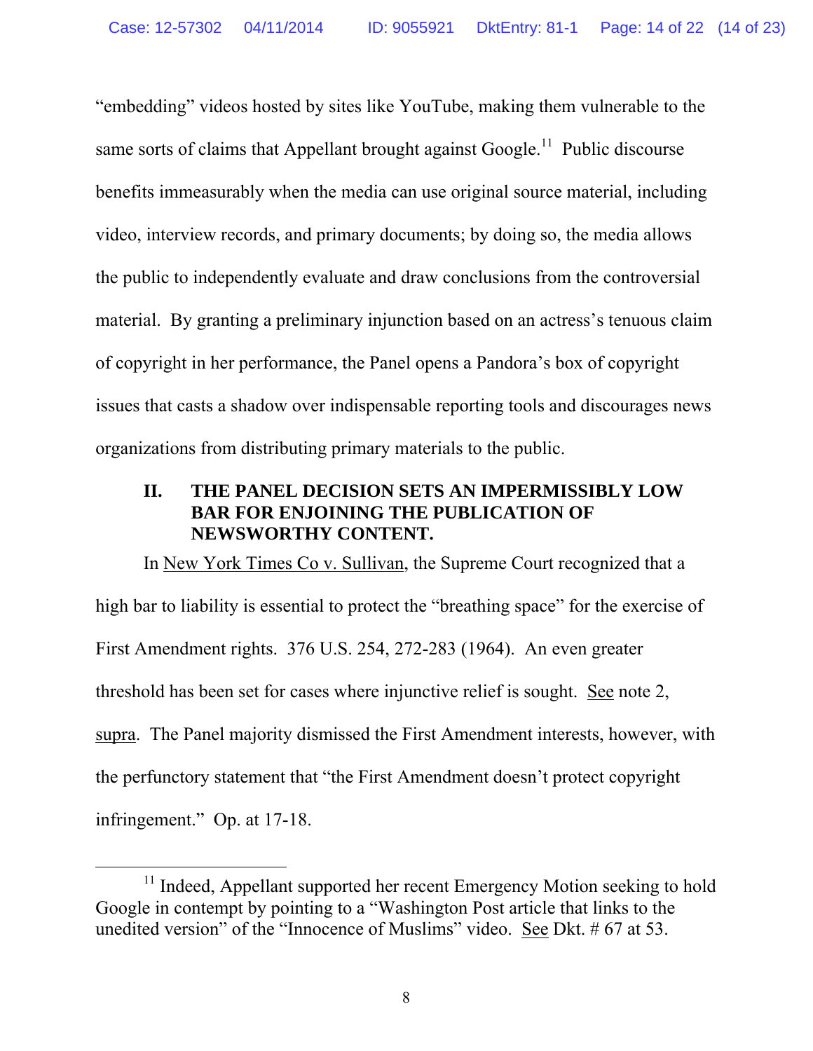"embedding" videos hosted by sites like YouTube, making them vulnerable to the same sorts of claims that Appellant brought against Google.[11] Public discourse benefits immeasurably when the media can use original source material, including video, interview records, and primary documents; by doing so, the media allows the public to independently evaluate and draw conclusions from the controversial material. By granting a preliminary injunction based on an actress's tenuous claim of copyright in her performance, the Panel opens a Pandora's box of copyright issues that casts a shadow over indispensable reporting tools and discourages news organizations from distributing primary materials to the public.

## II. THE PANEL DECISION SETS AN IMPERMISSIBLY LOW BAR FOR ENJOINING THE PUBLICATION OF NEWSWORTHY CONTENT.

In New York Times Co v. Sullivan, the Supreme Court recognized that a high bar to liability is essential to protect the "breathing space" for the exercise of First Amendment rights. 376 U.S. 254, 272-283 (1964). An even greater threshold has been set for cases where injunctive relief is sought. See note 2, supra. The Panel majority dismissed the First Amendment interests, however, with the perfunctory statement that "the First Amendment doesn't protect copyright infringement." Op. at 17-18.

---

[11] Indeed, Appellant supported her recent Emergency Motion seeking to hold Google in contempt by pointing to a "Washington Post article that links to the unedited version" of the "Innocence of Muslims" video. See Dkt. # 67 at 53.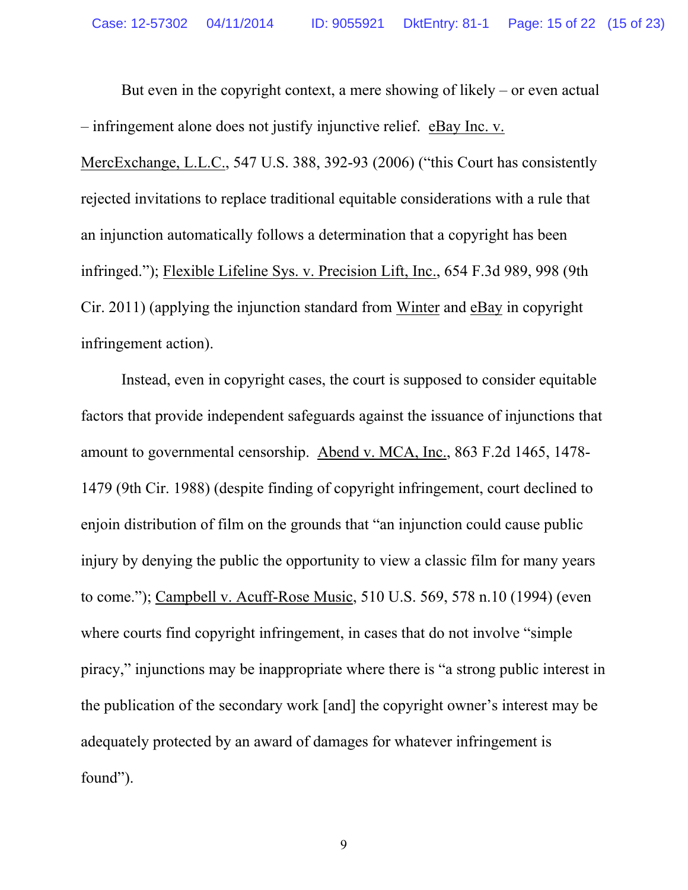But even in the copyright context, a mere showing of likely – or even actual – infringement alone does not justify injunctive relief. eBay Inc. v. MercExchange, L.L.C., 547 U.S. 388, 392-93 (2006) ("this Court has consistently rejected invitations to replace traditional equitable considerations with a rule that an injunction automatically follows a determination that a copyright has been infringed."); Flexible Lifeline Sys. v. Precision Lift, Inc., 654 F.3d 989, 998 (9th Cir. 2011) (applying the injunction standard from Winter and eBay in copyright infringement action).

Instead, even in copyright cases, the court is supposed to consider equitable factors that provide independent safeguards against the issuance of injunctions that amount to governmental censorship. Abend v. MCA, Inc., 863 F.2d 1465, 1478-1479 (9th Cir. 1988) (despite finding of copyright infringement, court declined to enjoin distribution of film on the grounds that "an injunction could cause public injury by denying the public the opportunity to view a classic film for many years to come."); Campbell v. Acuff-Rose Music, 510 U.S. 569, 578 n.10 (1994) (even where courts find copyright infringement, in cases that do not involve "simple piracy," injunctions may be inappropriate where there is "a strong public interest in the publication of the secondary work [and] the copyright owner's interest may be adequately protected by an award of damages for whatever infringement is found").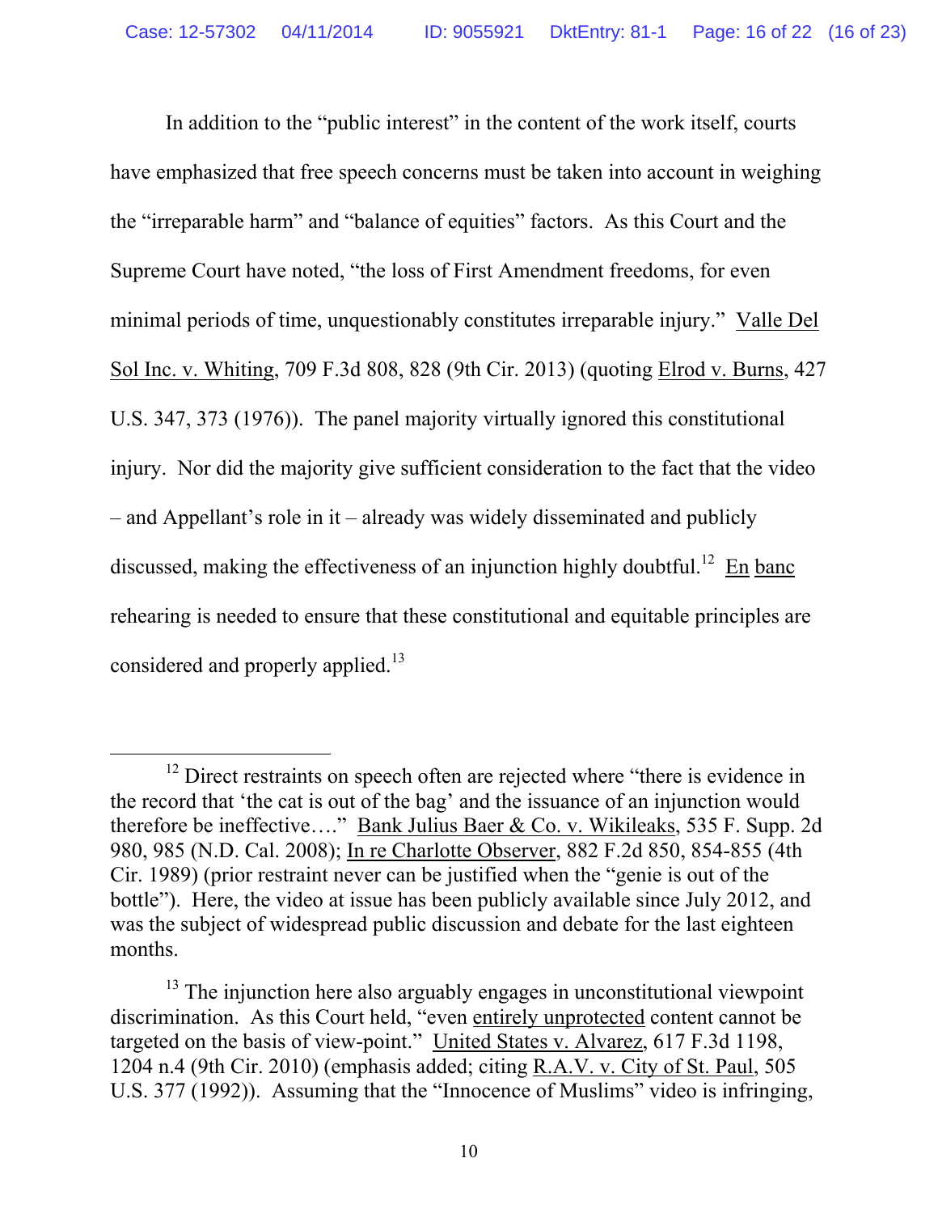In addition to the "public interest" in the content of the work itself, courts have emphasized that free speech concerns must be taken into account in weighing the "irreparable harm" and "balance of equities" factors. As this Court and the Supreme Court have noted, "the loss of First Amendment freedoms, for even minimal periods of time, unquestionably constitutes irreparable injury." Valle Del Sol Inc. v. Whiting, 709 F.3d 808, 828 (9th Cir. 2013) (quoting Elrod v. Burns, 427 U.S. 347, 373 (1976)). The panel majority virtually ignored this constitutional injury. Nor did the majority give sufficient consideration to the fact that the video – and Appellant's role in it – already was widely disseminated and publicly discussed, making the effectiveness of an injunction highly doubtful.[12] En banc rehearing is needed to ensure that these constitutional and equitable principles are considered and properly applied.[13]

---

[12] Direct restraints on speech often are rejected where "there is evidence in the record that 'the cat is out of the bag' and the issuance of an injunction would therefore be ineffective…." Bank Julius Baer & Co. v. Wikileaks, 535 F. Supp. 2d 980, 985 (N.D. Cal. 2008); In re Charlotte Observer, 882 F.2d 850, 854-855 (4th Cir. 1989) (prior restraint never can be justified when the "genie is out of the bottle"). Here, the video at issue has been publicly available since July 2012, and was the subject of widespread public discussion and debate for the last eighteen months.

[13] The injunction here also arguably engages in unconstitutional viewpoint discrimination. As this Court held, "even entirely unprotected content cannot be targeted on the basis of view-point." United States v. Alvarez, 617 F.3d 1198, 1204 n.4 (9th Cir. 2010) (emphasis added; citing R.A.V. v. City of St. Paul, 505 U.S. 377 (1992)). Assuming that the "Innocence of Muslims" video is infringing,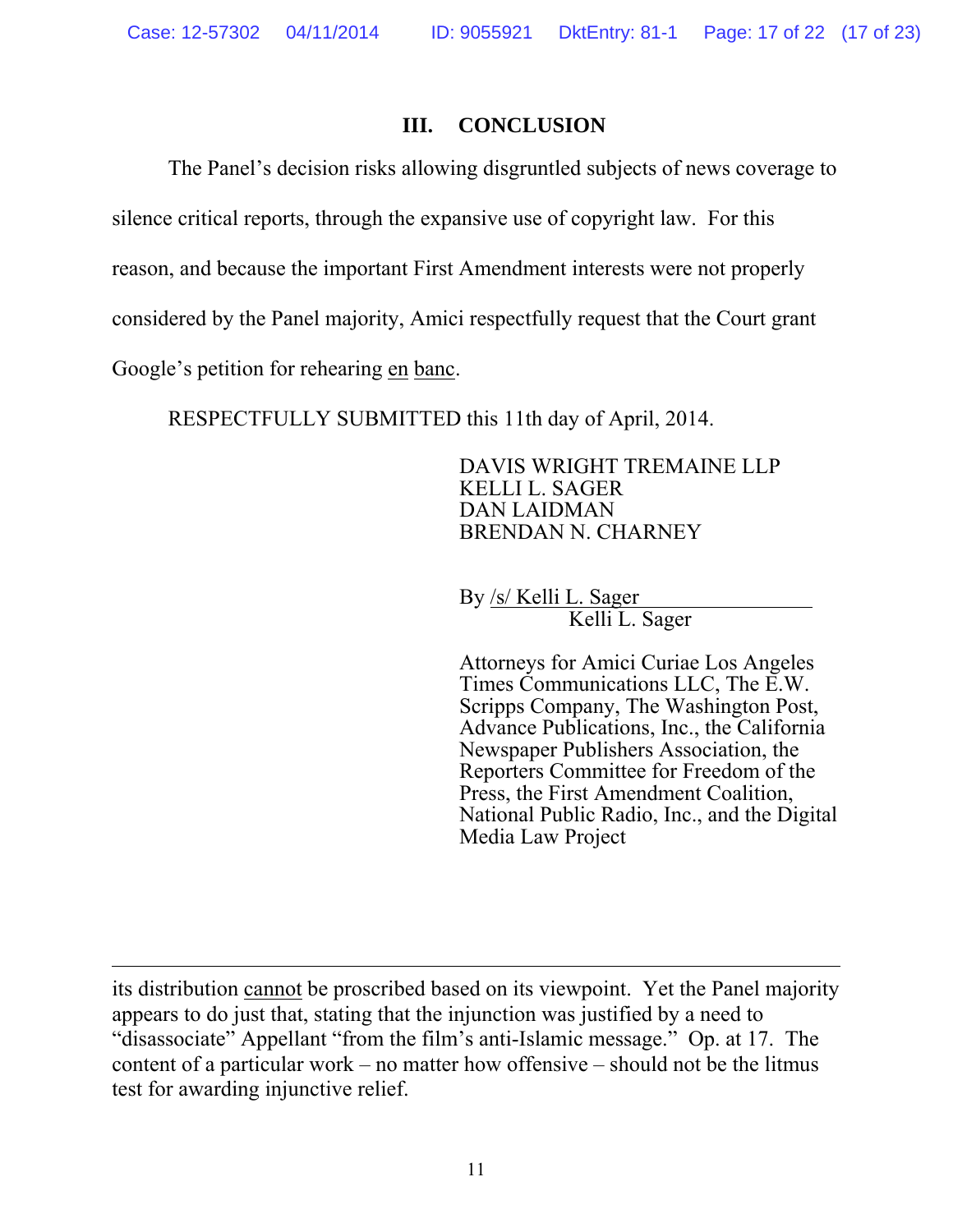## III. CONCLUSION

The Panel's decision risks allowing disgruntled subjects of news coverage to silence critical reports, through the expansive use of copyright law. For this reason, and because the important First Amendment interests were not properly considered by the Panel majority, Amici respectfully request that the Court grant Google's petition for rehearing en banc.

RESPECTFULLY SUBMITTED this 11th day of April, 2014.

DAVIS WRIGHT TREMAINE LLP
KELLI L. SAGER
DAN LAIDMAN
BRENDAN N. CHARNEY

By /s/ Kelli L. Sager
Kelli L. Sager

Attorneys for Amici Curiae Los Angeles Times Communications LLC, The E.W. Scripps Company, The Washington Post, Advance Publications, Inc., the California Newspaper Publishers Association, the Reporters Committee for Freedom of the Press, the First Amendment Coalition, National Public Radio, Inc., and the Digital Media Law Project

---

its distribution cannot be proscribed based on its viewpoint. Yet the Panel majority appears to do just that, stating that the injunction was justified by a need to "disassociate" Appellant "from the film's anti-Islamic message." Op. at 17. The content of a particular work – no matter how offensive – should not be the litmus test for awarding injunctive relief.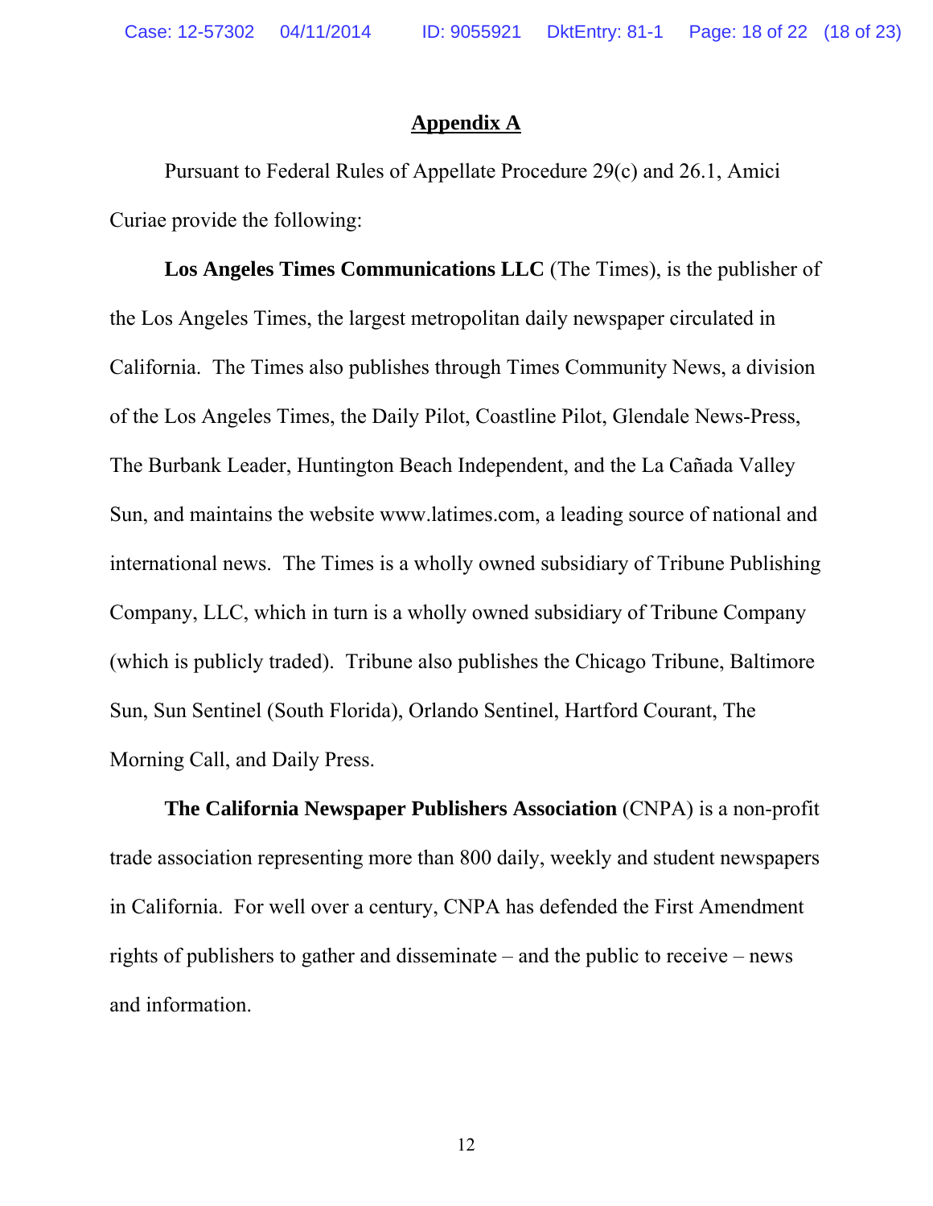## Appendix A

Pursuant to Federal Rules of Appellate Procedure 29(c) and 26.1, Amici Curiae provide the following:

**Los Angeles Times Communications LLC** (The Times), is the publisher of the Los Angeles Times, the largest metropolitan daily newspaper circulated in California. The Times also publishes through Times Community News, a division of the Los Angeles Times, the Daily Pilot, Coastline Pilot, Glendale News-Press, The Burbank Leader, Huntington Beach Independent, and the La Cañada Valley Sun, and maintains the website www.latimes.com, a leading source of national and international news. The Times is a wholly owned subsidiary of Tribune Publishing Company, LLC, which in turn is a wholly owned subsidiary of Tribune Company (which is publicly traded). Tribune also publishes the Chicago Tribune, Baltimore Sun, Sun Sentinel (South Florida), Orlando Sentinel, Hartford Courant, The Morning Call, and Daily Press.

**The California Newspaper Publishers Association** (CNPA) is a non-profit trade association representing more than 800 daily, weekly and student newspapers in California. For well over a century, CNPA has defended the First Amendment rights of publishers to gather and disseminate – and the public to receive – news and information.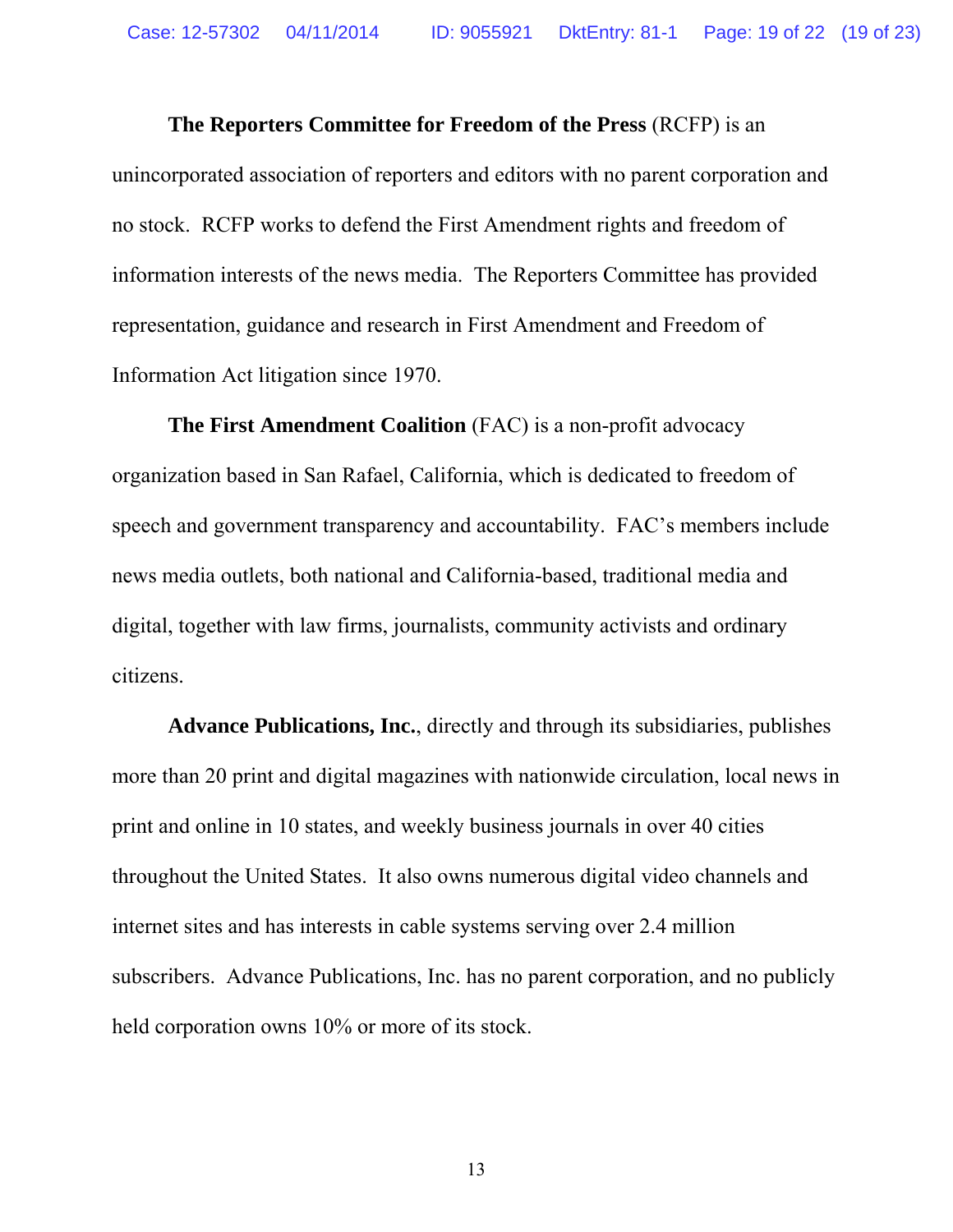**The Reporters Committee for Freedom of the Press** (RCFP) is an unincorporated association of reporters and editors with no parent corporation and no stock. RCFP works to defend the First Amendment rights and freedom of information interests of the news media. The Reporters Committee has provided representation, guidance and research in First Amendment and Freedom of Information Act litigation since 1970.

**The First Amendment Coalition** (FAC) is a non-profit advocacy organization based in San Rafael, California, which is dedicated to freedom of speech and government transparency and accountability. FAC's members include news media outlets, both national and California-based, traditional media and digital, together with law firms, journalists, community activists and ordinary citizens.

**Advance Publications, Inc.**, directly and through its subsidiaries, publishes more than 20 print and digital magazines with nationwide circulation, local news in print and online in 10 states, and weekly business journals in over 40 cities throughout the United States. It also owns numerous digital video channels and internet sites and has interests in cable systems serving over 2.4 million subscribers. Advance Publications, Inc. has no parent corporation, and no publicly held corporation owns 10% or more of its stock.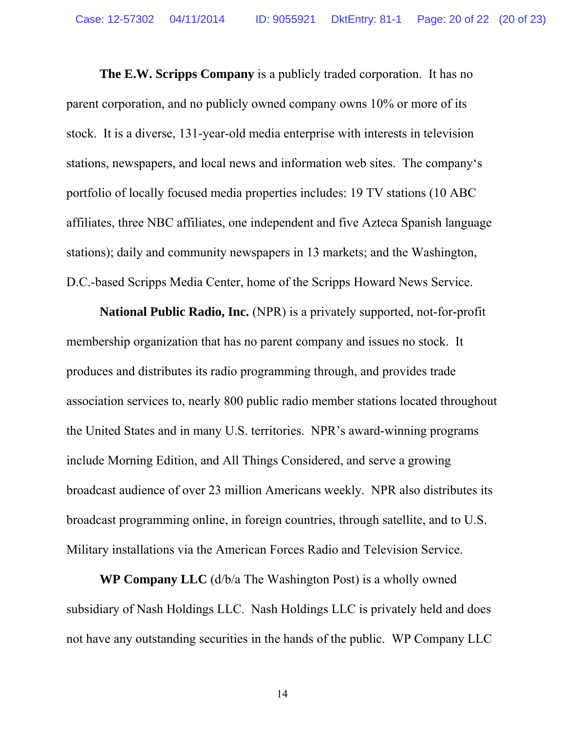**The E.W. Scripps Company** is a publicly traded corporation. It has no parent corporation, and no publicly owned company owns 10% or more of its stock. It is a diverse, 131-year-old media enterprise with interests in television stations, newspapers, and local news and information web sites. The company's portfolio of locally focused media properties includes: 19 TV stations (10 ABC affiliates, three NBC affiliates, one independent and five Azteca Spanish language stations); daily and community newspapers in 13 markets; and the Washington, D.C.-based Scripps Media Center, home of the Scripps Howard News Service.

**National Public Radio, Inc.** (NPR) is a privately supported, not-for-profit membership organization that has no parent company and issues no stock. It produces and distributes its radio programming through, and provides trade association services to, nearly 800 public radio member stations located throughout the United States and in many U.S. territories. NPR's award-winning programs include Morning Edition, and All Things Considered, and serve a growing broadcast audience of over 23 million Americans weekly. NPR also distributes its broadcast programming online, in foreign countries, through satellite, and to U.S. Military installations via the American Forces Radio and Television Service.

**WP Company LLC** (d/b/a The Washington Post) is a wholly owned subsidiary of Nash Holdings LLC. Nash Holdings LLC is privately held and does not have any outstanding securities in the hands of the public. WP Company LLC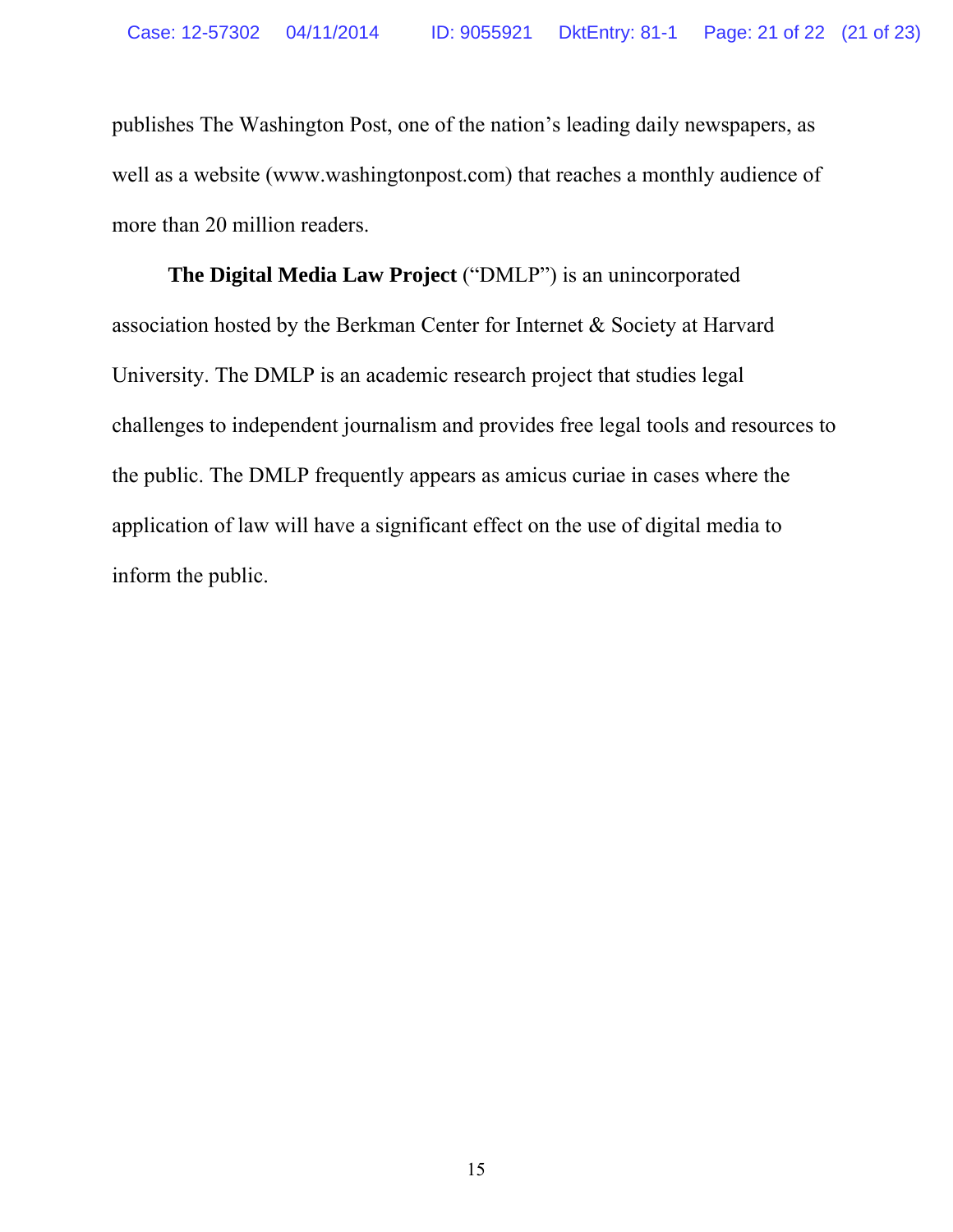publishes The Washington Post, one of the nation's leading daily newspapers, as well as a website (www.washingtonpost.com) that reaches a monthly audience of more than 20 million readers.

**The Digital Media Law Project** ("DMLP") is an unincorporated association hosted by the Berkman Center for Internet & Society at Harvard University. The DMLP is an academic research project that studies legal challenges to independent journalism and provides free legal tools and resources to the public. The DMLP frequently appears as amicus curiae in cases where the application of law will have a significant effect on the use of digital media to inform the public.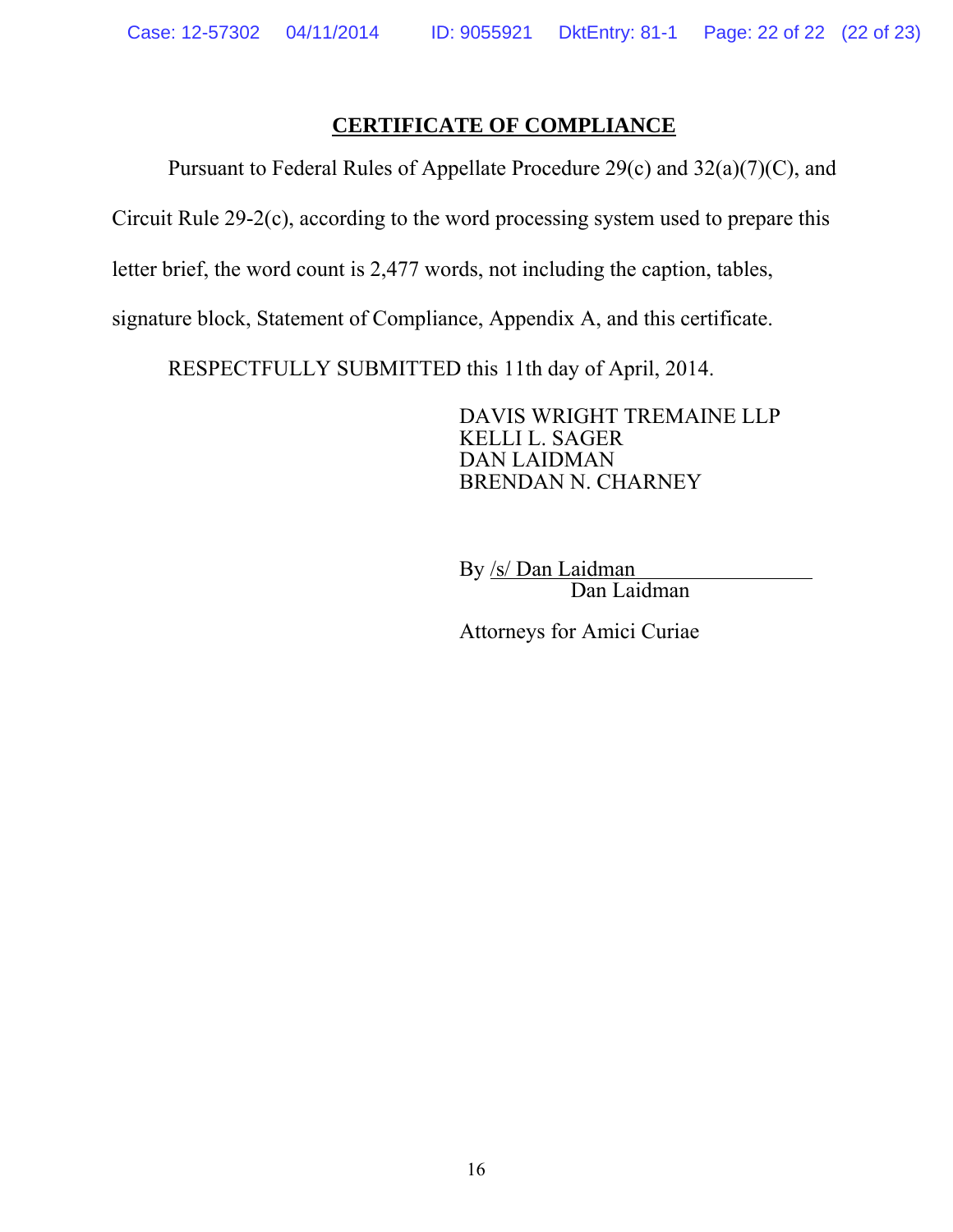## CERTIFICATE OF COMPLIANCE

Pursuant to Federal Rules of Appellate Procedure 29(c) and 32(a)(7)(C), and Circuit Rule 29-2(c), according to the word processing system used to prepare this letter brief, the word count is 2,477 words, not including the caption, tables, signature block, Statement of Compliance, Appendix A, and this certificate.

RESPECTFULLY SUBMITTED this 11th day of April, 2014.

DAVIS WRIGHT TREMAINE LLP
KELLI L. SAGER
DAN LAIDMAN
BRENDAN N. CHARNEY

By /s/ Dan Laidman
Dan Laidman

Attorneys for Amici Curiae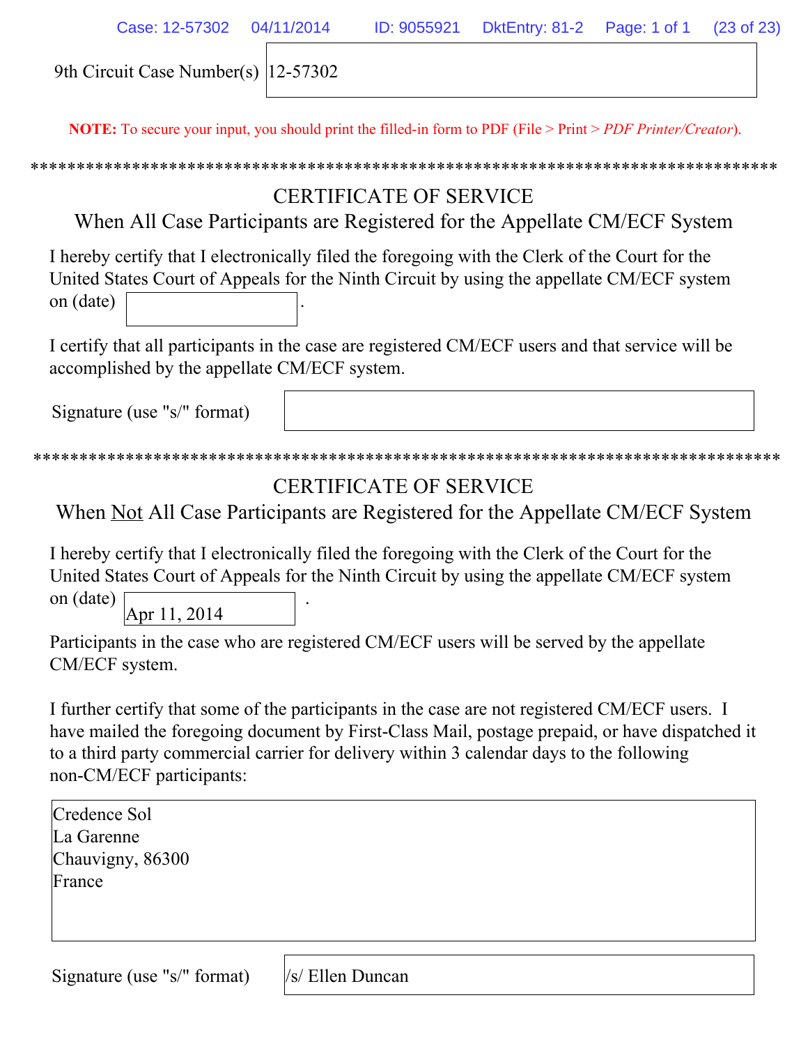9th Circuit Case Number(s) 12-57302

**NOTE:** To secure your input, you should print the filled-in form to PDF (File > Print > *PDF Printer/Creator*).

*********************************************************************************

## CERTIFICATE OF SERVICE
## When All Case Participants are Registered for the Appellate CM/ECF System

I hereby certify that I electronically filed the foregoing with the Clerk of the Court for the United States Court of Appeals for the Ninth Circuit by using the appellate CM/ECF system on (date) ______________.

I certify that all participants in the case are registered CM/ECF users and that service will be accomplished by the appellate CM/ECF system.

Signature (use "s/" format) ______________

*********************************************************************************

## CERTIFICATE OF SERVICE
## When Not All Case Participants are Registered for the Appellate CM/ECF System

I hereby certify that I electronically filed the foregoing with the Clerk of the Court for the United States Court of Appeals for the Ninth Circuit by using the appellate CM/ECF system on (date) Apr 11, 2014 .

Participants in the case who are registered CM/ECF users will be served by the appellate CM/ECF system.

I further certify that some of the participants in the case are not registered CM/ECF users. I have mailed the foregoing document by First-Class Mail, postage prepaid, or have dispatched it to a third party commercial carrier for delivery within 3 calendar days to the following non-CM/ECF participants:

Credence Sol
La Garenne
Chauvigny, 86300
France

Signature (use "s/" format) /s/ Ellen Duncan